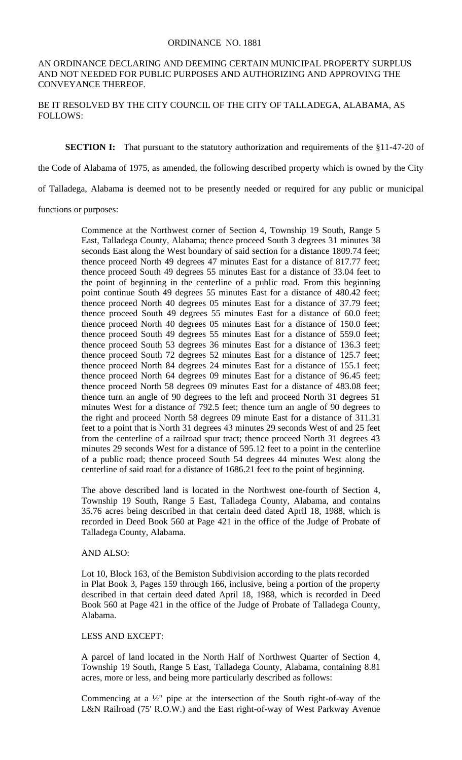ORDINANCE NO. 1881

AN ORDINANCE DECLARING AND DEEMING CERTAIN MUNICIPAL PROPERTY SURPLUS AND NOT NEEDED FOR PUBLIC PURPOSES AND AUTHORIZING AND APPROVING THE CONVEYANCE THEREOF.

BE IT RESOLVED BY THE CITY COUNCIL OF THE CITY OF TALLADEGA, ALABAMA, AS FOLLOWS:

**SECTION I:** That pursuant to the statutory authorization and requirements of the §11-47-20 of the Code of Alabama of 1975, as amended, the following described property which is owned by the City of Talladega, Alabama is deemed not to be presently needed or required for any public or municipal functions or purposes:

> Commence at the Northwest corner of Section 4, Township 19 South, Range 5 East, Talladega County, Alabama; thence proceed South 3 degrees 31 minutes 38 seconds East along the West boundary of said section for a distance 1809.74 feet; thence proceed North 49 degrees 47 minutes East for a distance of 817.77 feet; thence proceed South 49 degrees 55 minutes East for a distance of 33.04 feet to the point of beginning in the centerline of a public road. From this beginning point continue South 49 degrees 55 minutes East for a distance of 480.42 feet; thence proceed North 40 degrees 05 minutes East for a distance of 37.79 feet; thence proceed South 49 degrees 55 minutes East for a distance of 60.0 feet; thence proceed North 40 degrees 05 minutes East for a distance of 150.0 feet; thence proceed South 49 degrees 55 minutes East for a distance of 559.0 feet; thence proceed South 53 degrees 36 minutes East for a distance of 136.3 feet; thence proceed South 72 degrees 52 minutes East for a distance of 125.7 feet; thence proceed North 84 degrees 24 minutes East for a distance of 155.1 feet; thence proceed North 64 degrees 09 minutes East for a distance of 96.45 feet; thence proceed North 58 degrees 09 minutes East for a distance of 483.08 feet; thence turn an angle of 90 degrees to the left and proceed North 31 degrees 51 minutes West for a distance of 792.5 feet; thence turn an angle of 90 degrees to the right and proceed North 58 degrees 09 minute East for a distance of 311.31 feet to a point that is North 31 degrees 43 minutes 29 seconds West of and 25 feet from the centerline of a railroad spur tract; thence proceed North 31 degrees 43 minutes 29 seconds West for a distance of 595.12 feet to a point in the centerline of a public road; thence proceed South 54 degrees 44 minutes West along the centerline of said road for a distance of 1686.21 feet to the point of beginning.
>
> The above described land is located in the Northwest one-fourth of Section 4, Township 19 South, Range 5 East, Talladega County, Alabama, and contains 35.76 acres being described in that certain deed dated April 18, 1988, which is recorded in Deed Book 560 at Page 421 in the office of the Judge of Probate of Talladega County, Alabama.
>
> AND ALSO:
>
> Lot 10, Block 163, of the Bemiston Subdivision according to the plats recorded in Plat Book 3, Pages 159 through 166, inclusive, being a portion of the property described in that certain deed dated April 18, 1988, which is recorded in Deed Book 560 at Page 421 in the office of the Judge of Probate of Talladega County, Alabama.
>
> LESS AND EXCEPT:
>
> A parcel of land located in the North Half of Northwest Quarter of Section 4, Township 19 South, Range 5 East, Talladega County, Alabama, containing 8.81 acres, more or less, and being more particularly described as follows:
>
> Commencing at a ½" pipe at the intersection of the South right-of-way of the L&N Railroad (75' R.O.W.) and the East right-of-way of West Parkway Avenue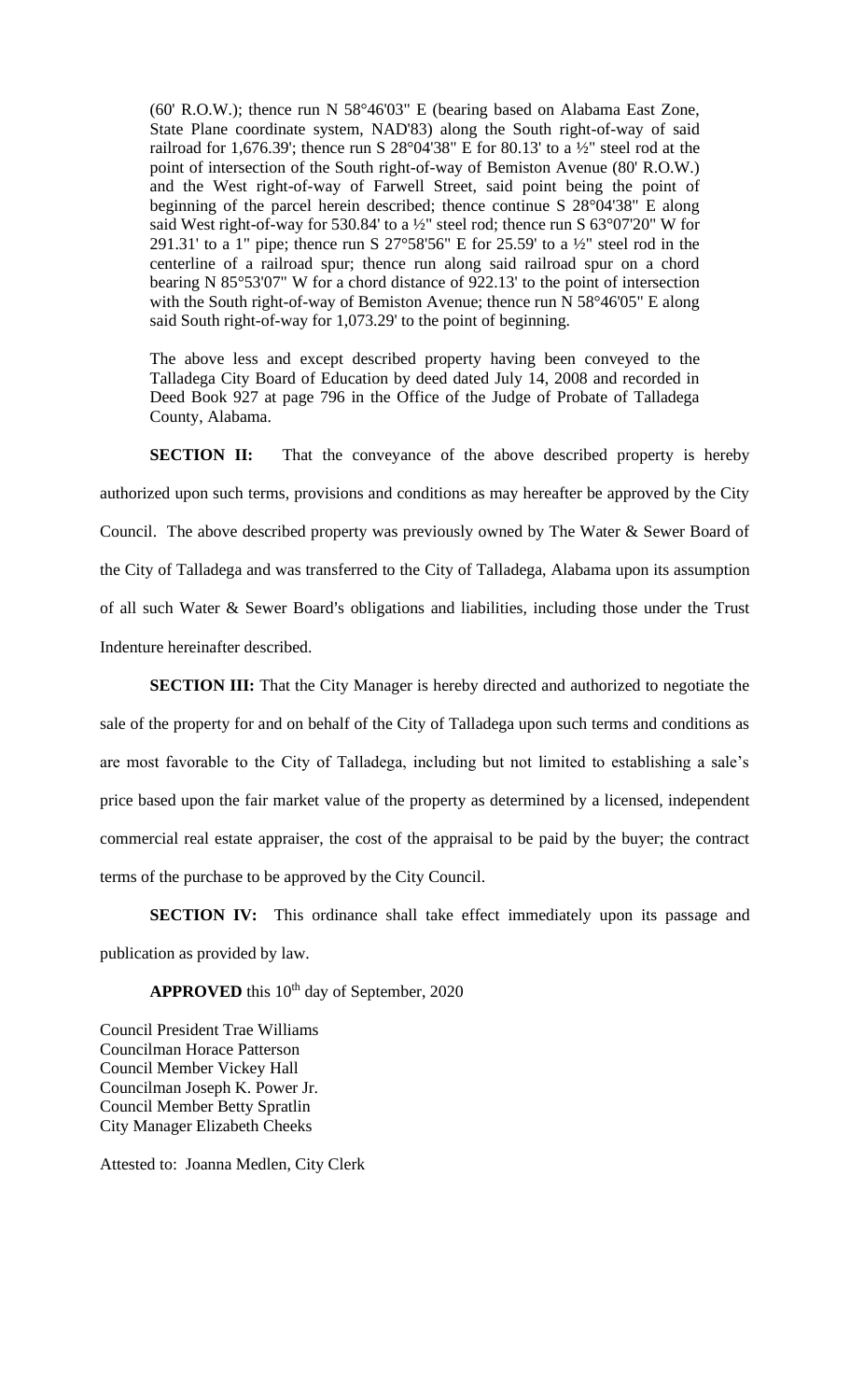(60' R.O.W.); thence run N 58°46'03" E (bearing based on Alabama East Zone, State Plane coordinate system, NAD'83) along the South right-of-way of said railroad for 1,676.39'; thence run S 28°04'38" E for 80.13' to a ½" steel rod at the point of intersection of the South right-of-way of Bemiston Avenue (80' R.O.W.) and the West right-of-way of Farwell Street, said point being the point of beginning of the parcel herein described; thence continue S 28°04'38" E along said West right-of-way for 530.84' to a ½" steel rod; thence run S 63°07'20" W for 291.31' to a 1" pipe; thence run S 27°58'56" E for 25.59' to a ½" steel rod in the centerline of a railroad spur; thence run along said railroad spur on a chord bearing N 85°53'07" W for a chord distance of 922.13' to the point of intersection with the South right-of-way of Bemiston Avenue; thence run N 58°46'05" E along said South right-of-way for 1,073.29' to the point of beginning.

The above less and except described property having been conveyed to the Talladega City Board of Education by deed dated July 14, 2008 and recorded in Deed Book 927 at page 796 in the Office of the Judge of Probate of Talladega County, Alabama.

**SECTION II:** That the conveyance of the above described property is hereby authorized upon such terms, provisions and conditions as may hereafter be approved by the City Council. The above described property was previously owned by The Water & Sewer Board of the City of Talladega and was transferred to the City of Talladega, Alabama upon its assumption of all such Water & Sewer Board's obligations and liabilities, including those under the Trust Indenture hereinafter described.

**SECTION III:** That the City Manager is hereby directed and authorized to negotiate the sale of the property for and on behalf of the City of Talladega upon such terms and conditions as are most favorable to the City of Talladega, including but not limited to establishing a sale's price based upon the fair market value of the property as determined by a licensed, independent commercial real estate appraiser, the cost of the appraisal to be paid by the buyer; the contract terms of the purchase to be approved by the City Council.

**SECTION IV:** This ordinance shall take effect immediately upon its passage and publication as provided by law.

**APPROVED** this 10th day of September, 2020

Council President Trae Williams
Councilman Horace Patterson
Council Member Vickey Hall
Councilman Joseph K. Power Jr.
Council Member Betty Spratlin
City Manager Elizabeth Cheeks

Attested to: Joanna Medlen, City Clerk